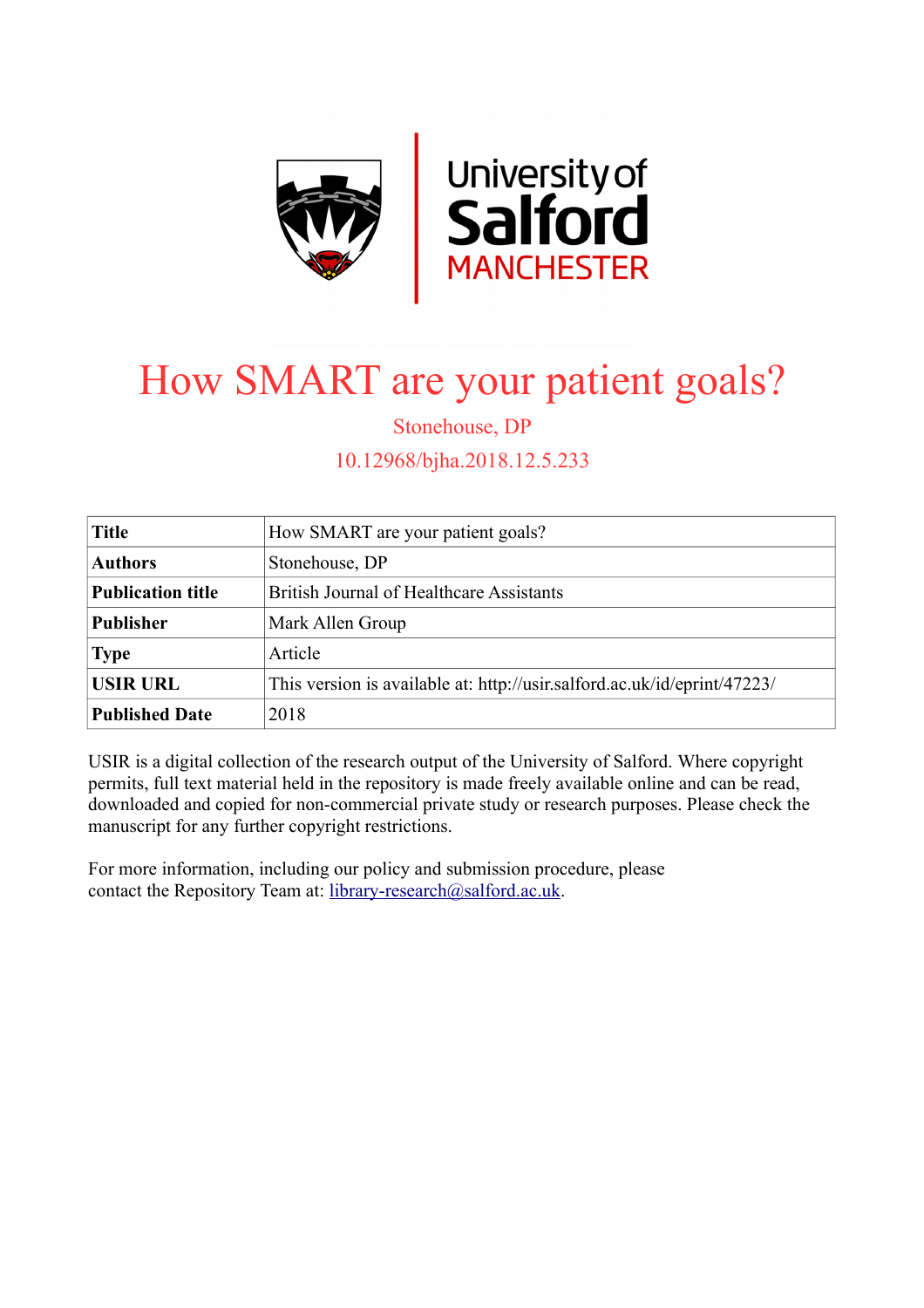# How SMART are your patient goals?

Stonehouse, DP

10.12968/bjha.2018.12.5.233

| Title | How SMART are your patient goals? |
|---|---|
| Authors | Stonehouse, DP |
| Publication title | British Journal of Healthcare Assistants |
| Publisher | Mark Allen Group |
| Type | Article |
| USIR URL | This version is available at: http://usir.salford.ac.uk/id/eprint/47223/ |
| Published Date | 2018 |

USIR is a digital collection of the research output of the University of Salford. Where copyright permits, full text material held in the repository is made freely available online and can be read, downloaded and copied for non-commercial private study or research purposes. Please check the manuscript for any further copyright restrictions.

For more information, including our policy and submission procedure, please contact the Repository Team at: library-research@salford.ac.uk.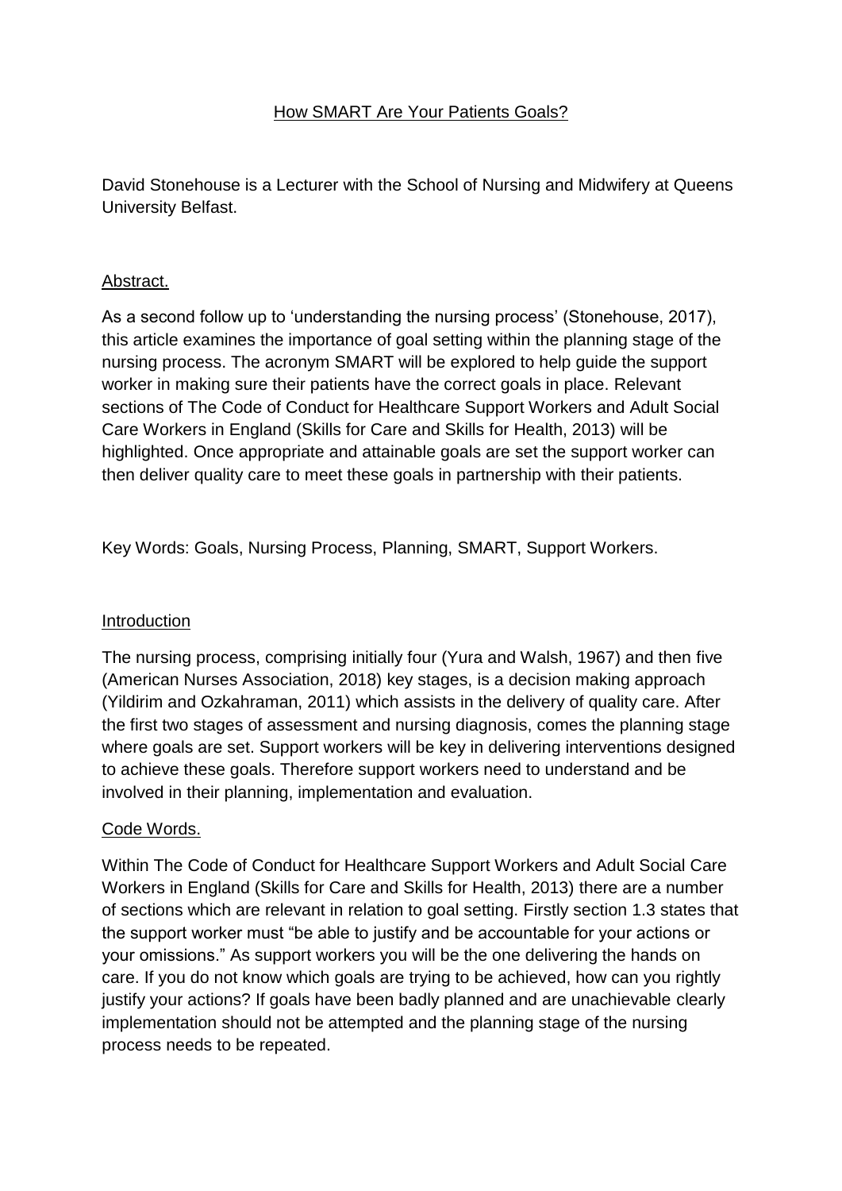# How SMART Are Your Patients Goals?

David Stonehouse is a Lecturer with the School of Nursing and Midwifery at Queens University Belfast.

## Abstract.

As a second follow up to 'understanding the nursing process' (Stonehouse, 2017), this article examines the importance of goal setting within the planning stage of the nursing process. The acronym SMART will be explored to help guide the support worker in making sure their patients have the correct goals in place. Relevant sections of The Code of Conduct for Healthcare Support Workers and Adult Social Care Workers in England (Skills for Care and Skills for Health, 2013) will be highlighted. Once appropriate and attainable goals are set the support worker can then deliver quality care to meet these goals in partnership with their patients.

Key Words: Goals, Nursing Process, Planning, SMART, Support Workers.

## Introduction

The nursing process, comprising initially four (Yura and Walsh, 1967) and then five (American Nurses Association, 2018) key stages, is a decision making approach (Yildirim and Ozkahraman, 2011) which assists in the delivery of quality care. After the first two stages of assessment and nursing diagnosis, comes the planning stage where goals are set. Support workers will be key in delivering interventions designed to achieve these goals. Therefore support workers need to understand and be involved in their planning, implementation and evaluation.

## Code Words.

Within The Code of Conduct for Healthcare Support Workers and Adult Social Care Workers in England (Skills for Care and Skills for Health, 2013) there are a number of sections which are relevant in relation to goal setting. Firstly section 1.3 states that the support worker must "be able to justify and be accountable for your actions or your omissions." As support workers you will be the one delivering the hands on care. If you do not know which goals are trying to be achieved, how can you rightly justify your actions? If goals have been badly planned and are unachievable clearly implementation should not be attempted and the planning stage of the nursing process needs to be repeated.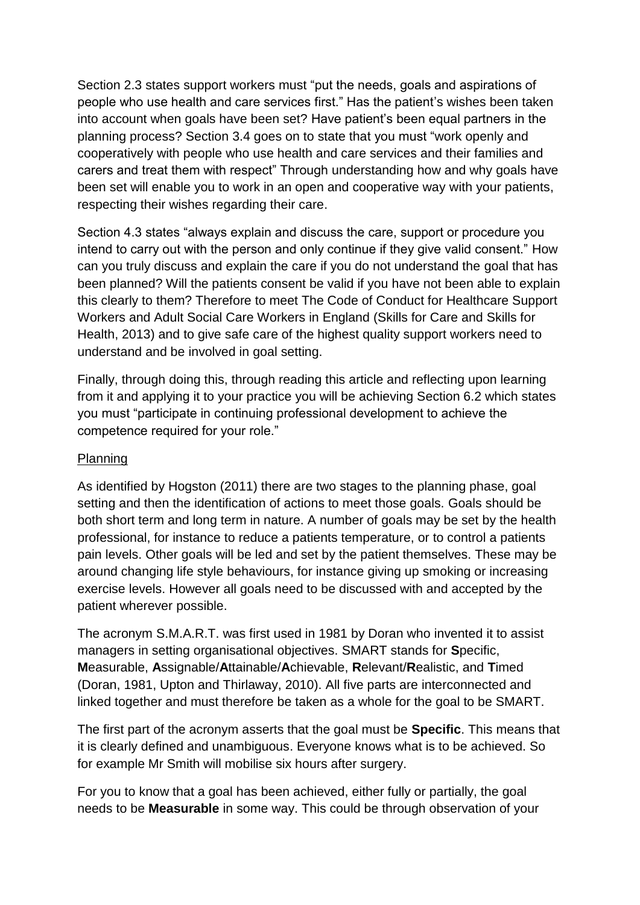Section 2.3 states support workers must "put the needs, goals and aspirations of people who use health and care services first." Has the patient's wishes been taken into account when goals have been set? Have patient's been equal partners in the planning process? Section 3.4 goes on to state that you must "work openly and cooperatively with people who use health and care services and their families and carers and treat them with respect" Through understanding how and why goals have been set will enable you to work in an open and cooperative way with your patients, respecting their wishes regarding their care.

Section 4.3 states "always explain and discuss the care, support or procedure you intend to carry out with the person and only continue if they give valid consent." How can you truly discuss and explain the care if you do not understand the goal that has been planned? Will the patients consent be valid if you have not been able to explain this clearly to them? Therefore to meet The Code of Conduct for Healthcare Support Workers and Adult Social Care Workers in England (Skills for Care and Skills for Health, 2013) and to give safe care of the highest quality support workers need to understand and be involved in goal setting.

Finally, through doing this, through reading this article and reflecting upon learning from it and applying it to your practice you will be achieving Section 6.2 which states you must "participate in continuing professional development to achieve the competence required for your role."

## Planning

As identified by Hogston (2011) there are two stages to the planning phase, goal setting and then the identification of actions to meet those goals. Goals should be both short term and long term in nature. A number of goals may be set by the health professional, for instance to reduce a patients temperature, or to control a patients pain levels. Other goals will be led and set by the patient themselves. These may be around changing life style behaviours, for instance giving up smoking or increasing exercise levels. However all goals need to be discussed with and accepted by the patient wherever possible.

The acronym S.M.A.R.T. was first used in 1981 by Doran who invented it to assist managers in setting organisational objectives. SMART stands for **S**pecific, **M**easurable, **A**ssignable/**A**ttainable/**A**chievable, **R**elevant/**R**ealistic, and **T**imed (Doran, 1981, Upton and Thirlaway, 2010). All five parts are interconnected and linked together and must therefore be taken as a whole for the goal to be SMART.

The first part of the acronym asserts that the goal must be **Specific**. This means that it is clearly defined and unambiguous. Everyone knows what is to be achieved. So for example Mr Smith will mobilise six hours after surgery.

For you to know that a goal has been achieved, either fully or partially, the goal needs to be **Measurable** in some way. This could be through observation of your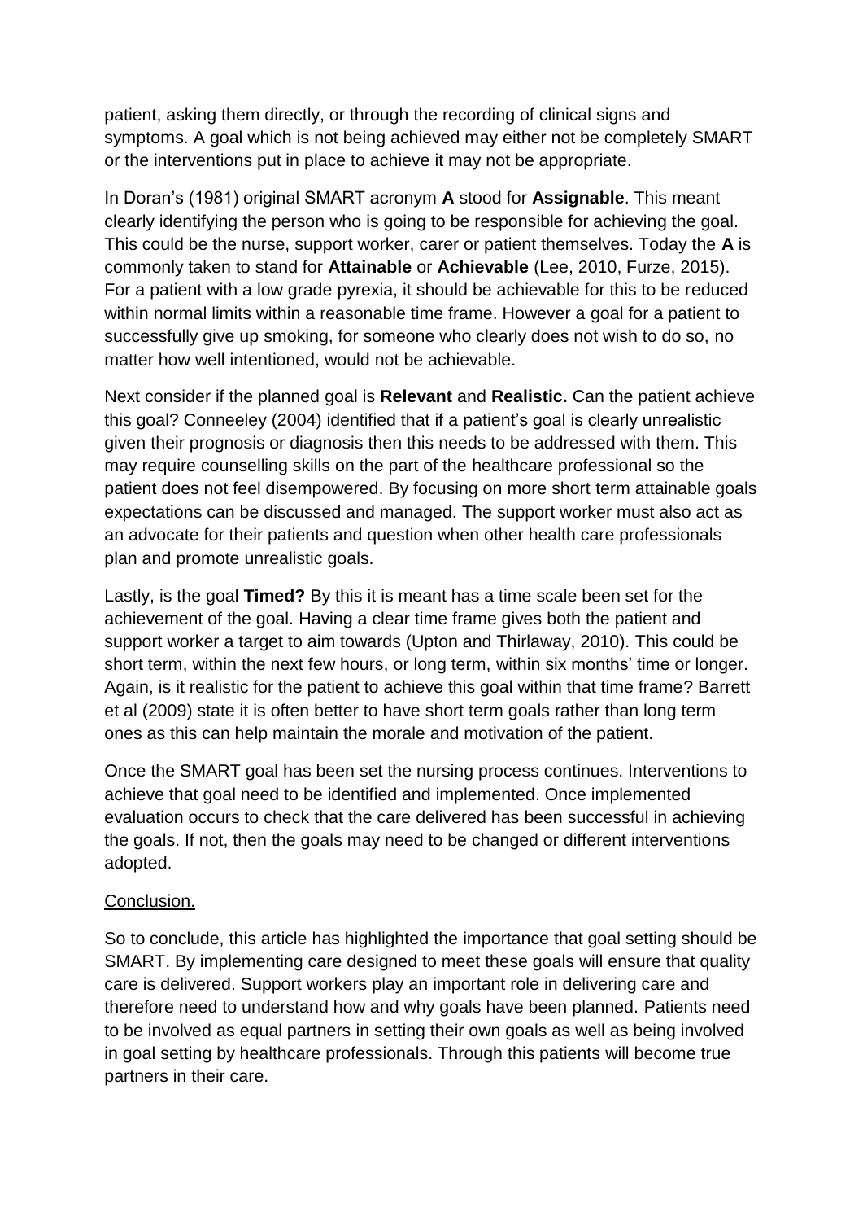patient, asking them directly, or through the recording of clinical signs and symptoms. A goal which is not being achieved may either not be completely SMART or the interventions put in place to achieve it may not be appropriate.

In Doran's (1981) original SMART acronym **A** stood for **Assignable**. This meant clearly identifying the person who is going to be responsible for achieving the goal. This could be the nurse, support worker, carer or patient themselves. Today the **A** is commonly taken to stand for **Attainable** or **Achievable** (Lee, 2010, Furze, 2015). For a patient with a low grade pyrexia, it should be achievable for this to be reduced within normal limits within a reasonable time frame. However a goal for a patient to successfully give up smoking, for someone who clearly does not wish to do so, no matter how well intentioned, would not be achievable.

Next consider if the planned goal is **Relevant** and **Realistic.** Can the patient achieve this goal? Conneeley (2004) identified that if a patient's goal is clearly unrealistic given their prognosis or diagnosis then this needs to be addressed with them. This may require counselling skills on the part of the healthcare professional so the patient does not feel disempowered. By focusing on more short term attainable goals expectations can be discussed and managed. The support worker must also act as an advocate for their patients and question when other health care professionals plan and promote unrealistic goals.

Lastly, is the goal **Timed?** By this it is meant has a time scale been set for the achievement of the goal. Having a clear time frame gives both the patient and support worker a target to aim towards (Upton and Thirlaway, 2010). This could be short term, within the next few hours, or long term, within six months' time or longer. Again, is it realistic for the patient to achieve this goal within that time frame? Barrett et al (2009) state it is often better to have short term goals rather than long term ones as this can help maintain the morale and motivation of the patient.

Once the SMART goal has been set the nursing process continues. Interventions to achieve that goal need to be identified and implemented. Once implemented evaluation occurs to check that the care delivered has been successful in achieving the goals. If not, then the goals may need to be changed or different interventions adopted.

<u>Conclusion.</u>

So to conclude, this article has highlighted the importance that goal setting should be SMART. By implementing care designed to meet these goals will ensure that quality care is delivered. Support workers play an important role in delivering care and therefore need to understand how and why goals have been planned. Patients need to be involved as equal partners in setting their own goals as well as being involved in goal setting by healthcare professionals. Through this patients will become true partners in their care.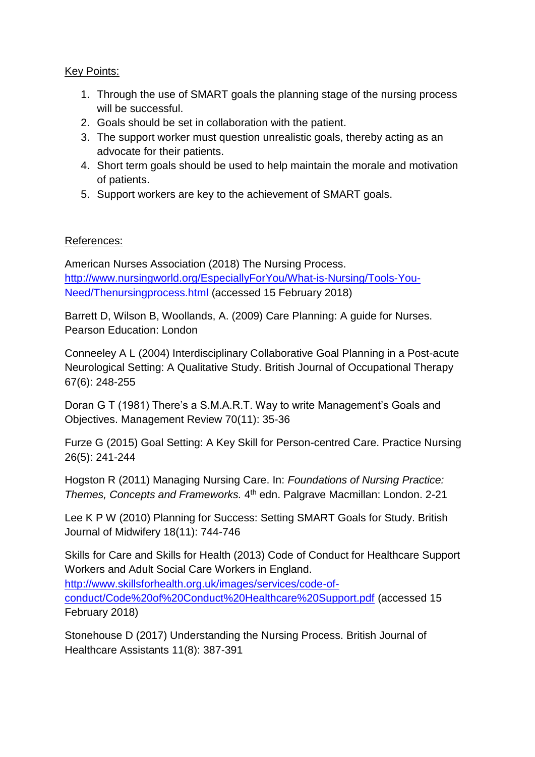Key Points:

1. Through the use of SMART goals the planning stage of the nursing process will be successful.
2. Goals should be set in collaboration with the patient.
3. The support worker must question unrealistic goals, thereby acting as an advocate for their patients.
4. Short term goals should be used to help maintain the morale and motivation of patients.
5. Support workers are key to the achievement of SMART goals.

References:

American Nurses Association (2018) The Nursing Process. http://www.nursingworld.org/EspeciallyForYou/What-is-Nursing/Tools-You-Need/Thenursingprocess.html (accessed 15 February 2018)

Barrett D, Wilson B, Woollands, A. (2009) Care Planning: A guide for Nurses. Pearson Education: London

Conneeley A L (2004) Interdisciplinary Collaborative Goal Planning in a Post-acute Neurological Setting: A Qualitative Study. British Journal of Occupational Therapy 67(6): 248-255

Doran G T (1981) There's a S.M.A.R.T. Way to write Management's Goals and Objectives. Management Review 70(11): 35-36

Furze G (2015) Goal Setting: A Key Skill for Person-centred Care. Practice Nursing 26(5): 241-244

Hogston R (2011) Managing Nursing Care. In: *Foundations of Nursing Practice: Themes, Concepts and Frameworks.* 4th edn. Palgrave Macmillan: London. 2-21

Lee K P W (2010) Planning for Success: Setting SMART Goals for Study. British Journal of Midwifery 18(11): 744-746

Skills for Care and Skills for Health (2013) Code of Conduct for Healthcare Support Workers and Adult Social Care Workers in England. http://www.skillsforhealth.org.uk/images/services/code-of-conduct/Code%20of%20Conduct%20Healthcare%20Support.pdf (accessed 15 February 2018)

Stonehouse D (2017) Understanding the Nursing Process. British Journal of Healthcare Assistants 11(8): 387-391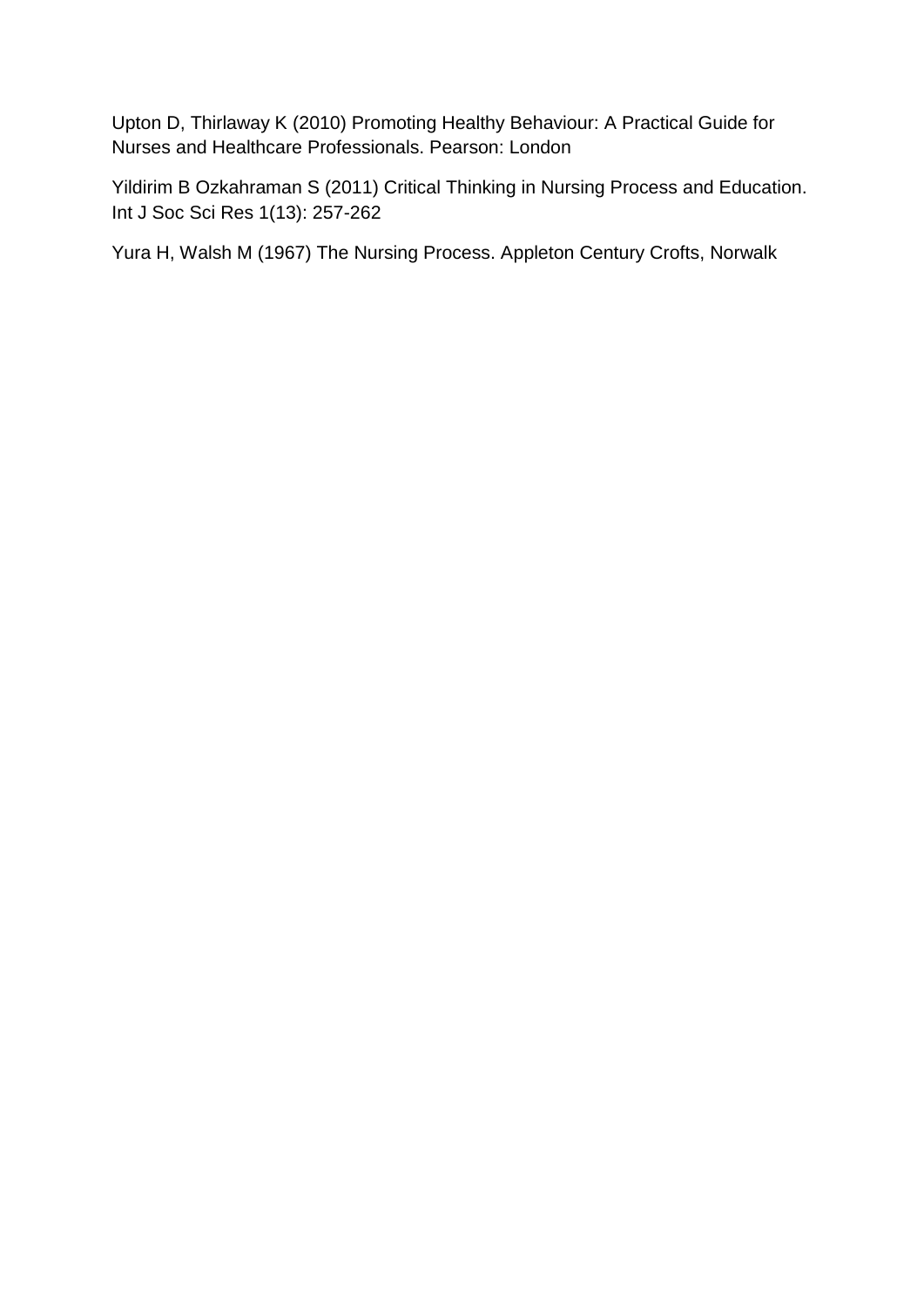Upton D, Thirlaway K (2010) Promoting Healthy Behaviour: A Practical Guide for Nurses and Healthcare Professionals. Pearson: London

Yildirim B Ozkahraman S (2011) Critical Thinking in Nursing Process and Education. Int J Soc Sci Res 1(13): 257-262

Yura H, Walsh M (1967) The Nursing Process. Appleton Century Crofts, Norwalk